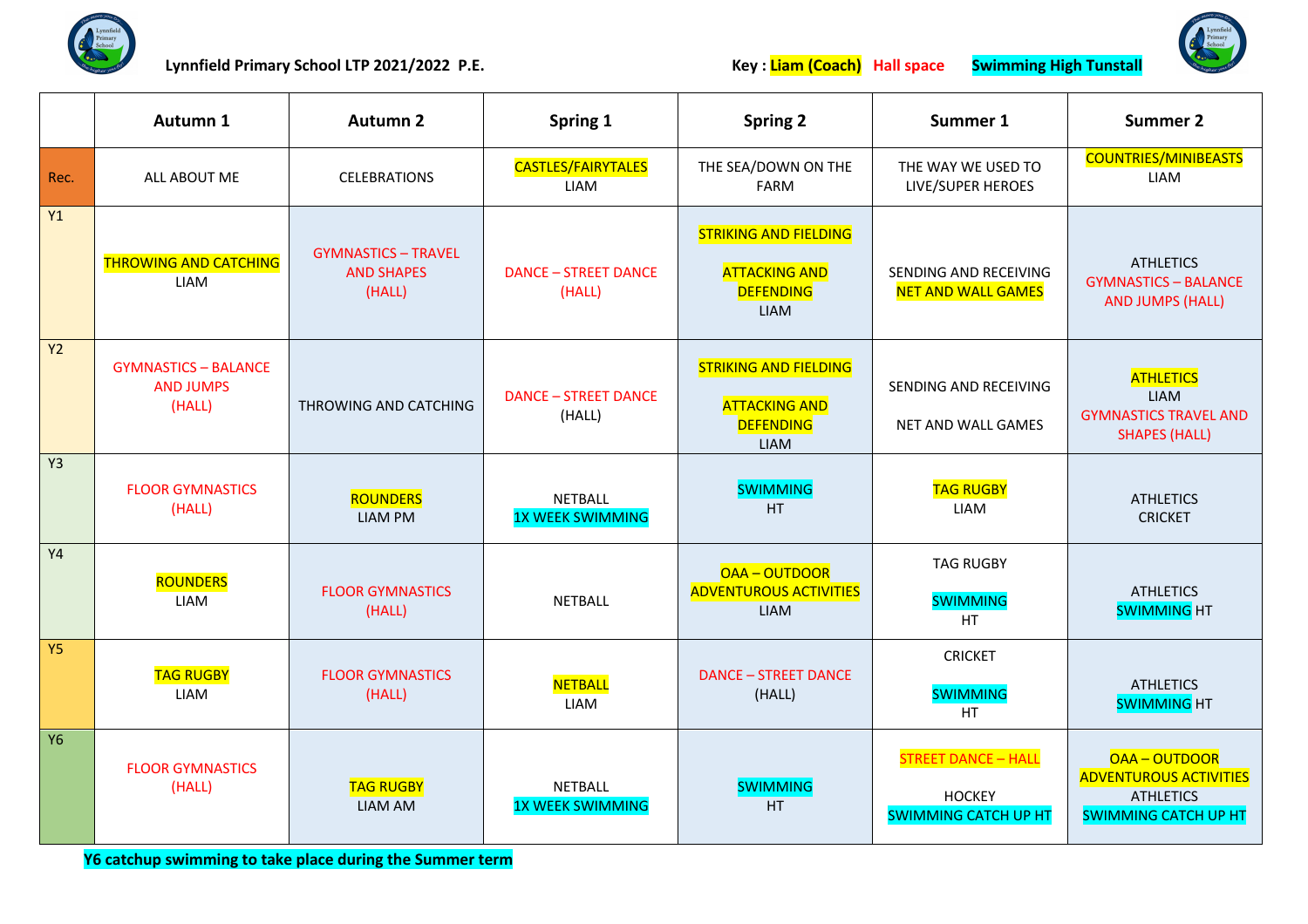Lynnfield Primary School LTP 2021/2022 P.E.

Key : **Liam (Coach)** **Hall space** **Swimming High Tunstall**

| | Autumn 1 | Autumn 2 | Spring 1 | Spring 2 | Summer 1 | Summer 2 |
|---|---|---|---|---|---|---|
| Rec. | ALL ABOUT ME | CELEBRATIONS | CASTLES/FAIRYTALES LIAM | THE SEA/DOWN ON THE FARM | THE WAY WE USED TO LIVE/SUPER HEROES | COUNTRIES/MINIBEASTS LIAM |
| Y1 | THROWING AND CATCHING LIAM | GYMNASTICS – TRAVEL AND SHAPES (HALL) | DANCE – STREET DANCE (HALL) | STRIKING AND FIELDING<br>ATTACKING AND DEFENDING LIAM | SENDING AND RECEIVING NET AND WALL GAMES | ATHLETICS GYMNASTICS – BALANCE AND JUMPS (HALL) |
| Y2 | GYMNASTICS – BALANCE AND JUMPS (HALL) | THROWING AND CATCHING | DANCE – STREET DANCE (HALL) | STRIKING AND FIELDING<br>ATTACKING AND DEFENDING LIAM | SENDING AND RECEIVING<br>NET AND WALL GAMES | ATHLETICS LIAM GYMNASTICS TRAVEL AND SHAPES (HALL) |
| Y3 | FLOOR GYMNASTICS (HALL) | ROUNDERS LIAM PM | NETBALL 1X WEEK SWIMMING | SWIMMING HT | TAG RUGBY LIAM | ATHLETICS CRICKET |
| Y4 | ROUNDERS LIAM | FLOOR GYMNASTICS (HALL) | NETBALL | OAA – OUTDOOR ADVENTUROUS ACTIVITIES LIAM | TAG RUGBY<br>SWIMMING HT | ATHLETICS SWIMMING HT |
| Y5 | TAG RUGBY LIAM | FLOOR GYMNASTICS (HALL) | NETBALL LIAM | DANCE – STREET DANCE (HALL) | CRICKET<br>SWIMMING HT | ATHLETICS SWIMMING HT |
| Y6 | FLOOR GYMNASTICS (HALL) | TAG RUGBY LIAM AM | NETBALL 1X WEEK SWIMMING | SWIMMING HT | STREET DANCE – HALL<br>HOCKEY SWIMMING CATCH UP HT | OAA – OUTDOOR ADVENTUROUS ACTIVITIES ATHLETICS SWIMMING CATCH UP HT |

**Y6 catchup swimming to take place during the Summer term**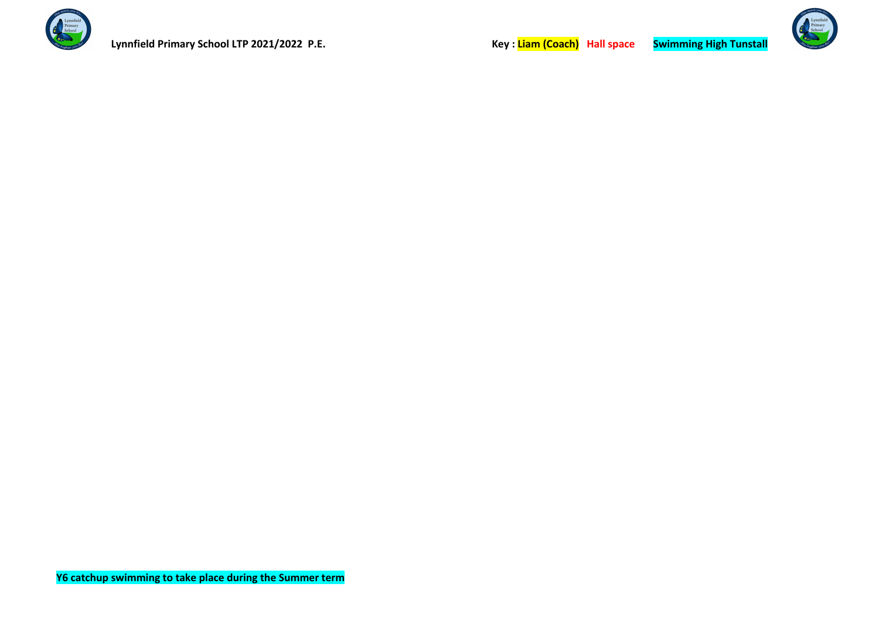**Y6 catchup swimming to take place during the Summer term**